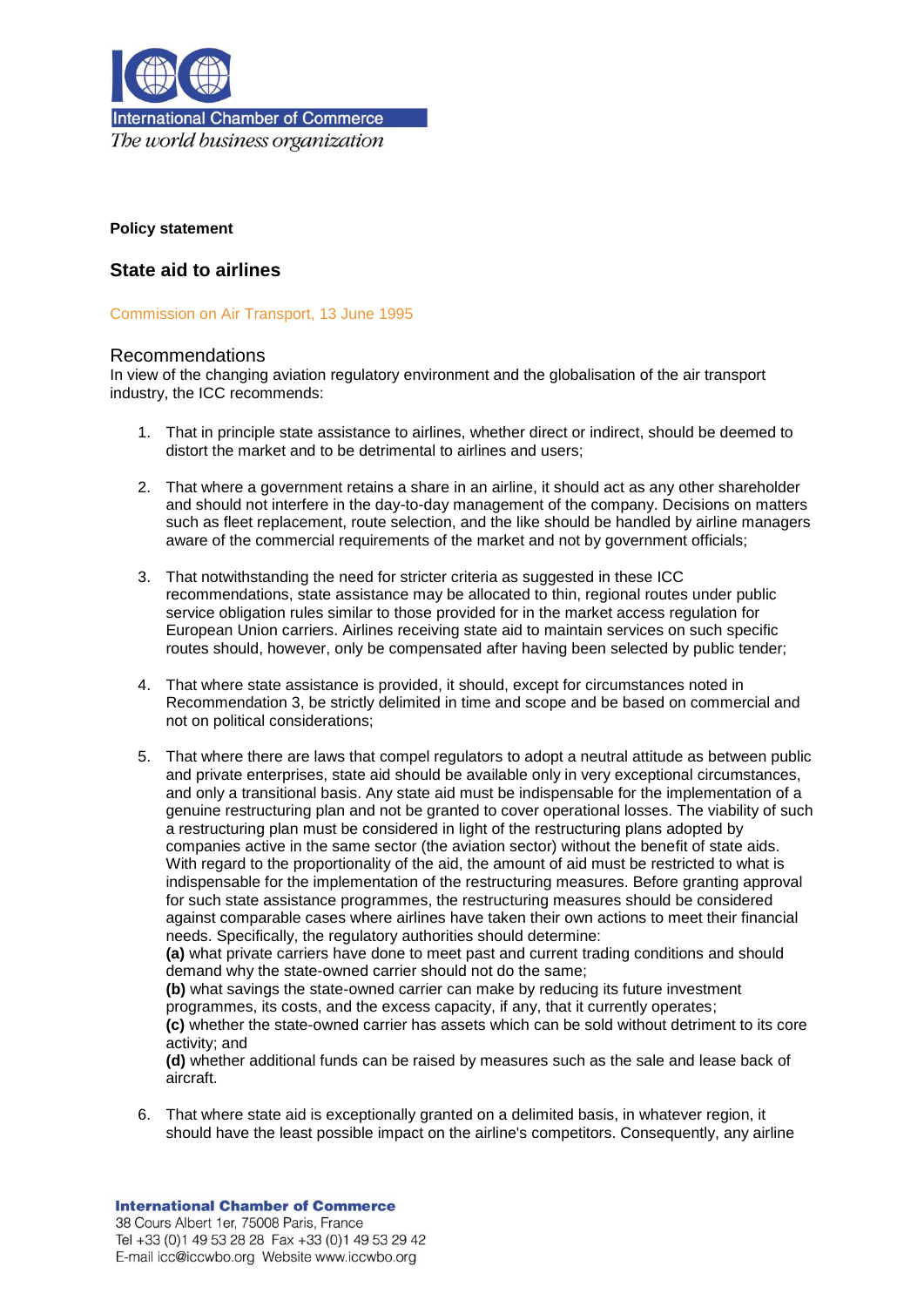International Chamber of Commerce

*The world business organization*

**Policy statement**

## State aid to airlines

Commission on Air Transport, 13 June 1995

### Recommendations

In view of the changing aviation regulatory environment and the globalisation of the air transport industry, the ICC recommends:

1. That in principle state assistance to airlines, whether direct or indirect, should be deemed to distort the market and to be detrimental to airlines and users;

2. That where a government retains a share in an airline, it should act as any other shareholder and should not interfere in the day-to-day management of the company. Decisions on matters such as fleet replacement, route selection, and the like should be handled by airline managers aware of the commercial requirements of the market and not by government officials;

3. That notwithstanding the need for stricter criteria as suggested in these ICC recommendations, state assistance may be allocated to thin, regional routes under public service obligation rules similar to those provided for in the market access regulation for European Union carriers. Airlines receiving state aid to maintain services on such specific routes should, however, only be compensated after having been selected by public tender;

4. That where state assistance is provided, it should, except for circumstances noted in Recommendation 3, be strictly delimited in time and scope and be based on commercial and not on political considerations;

5. That where there are laws that compel regulators to adopt a neutral attitude as between public and private enterprises, state aid should be available only in very exceptional circumstances, and only a transitional basis. Any state aid must be indispensable for the implementation of a genuine restructuring plan and not be granted to cover operational losses. The viability of such a restructuring plan must be considered in light of the restructuring plans adopted by companies active in the same sector (the aviation sector) without the benefit of state aids. With regard to the proportionality of the aid, the amount of aid must be restricted to what is indispensable for the implementation of the restructuring measures. Before granting approval for such state assistance programmes, the restructuring measures should be considered against comparable cases where airlines have taken their own actions to meet their financial needs. Specifically, the regulatory authorities should determine:
   **(a)** what private carriers have done to meet past and current trading conditions and should demand why the state-owned carrier should not do the same;
   **(b)** what savings the state-owned carrier can make by reducing its future investment programmes, its costs, and the excess capacity, if any, that it currently operates;
   **(c)** whether the state-owned carrier has assets which can be sold without detriment to its core activity; and
   **(d)** whether additional funds can be raised by measures such as the sale and lease back of aircraft.

6. That where state aid is exceptionally granted on a delimited basis, in whatever region, it should have the least possible impact on the airline's competitors. Consequently, any airline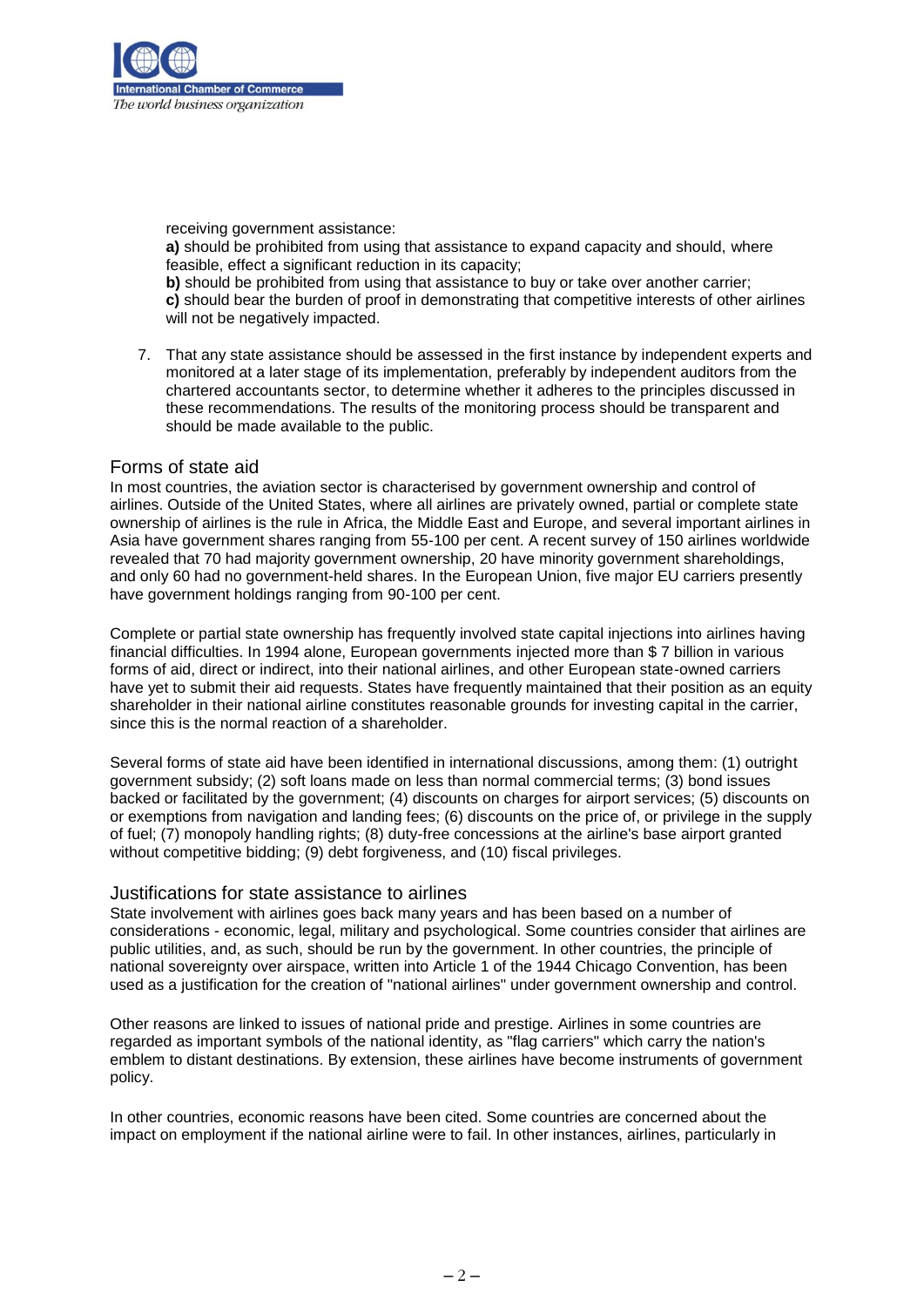receiving government assistance:

**a)** should be prohibited from using that assistance to expand capacity and should, where feasible, effect a significant reduction in its capacity;

**b)** should be prohibited from using that assistance to buy or take over another carrier;

**c)** should bear the burden of proof in demonstrating that competitive interests of other airlines will not be negatively impacted.

7. That any state assistance should be assessed in the first instance by independent experts and monitored at a later stage of its implementation, preferably by independent auditors from the chartered accountants sector, to determine whether it adheres to the principles discussed in these recommendations. The results of the monitoring process should be transparent and should be made available to the public.

## Forms of state aid

In most countries, the aviation sector is characterised by government ownership and control of airlines. Outside of the United States, where all airlines are privately owned, partial or complete state ownership of airlines is the rule in Africa, the Middle East and Europe, and several important airlines in Asia have government shares ranging from 55-100 per cent. A recent survey of 150 airlines worldwide revealed that 70 had majority government ownership, 20 have minority government shareholdings, and only 60 had no government-held shares. In the European Union, five major EU carriers presently have government holdings ranging from 90-100 per cent.

Complete or partial state ownership has frequently involved state capital injections into airlines having financial difficulties. In 1994 alone, European governments injected more than $ 7 billion in various forms of aid, direct or indirect, into their national airlines, and other European state-owned carriers have yet to submit their aid requests. States have frequently maintained that their position as an equity shareholder in their national airline constitutes reasonable grounds for investing capital in the carrier, since this is the normal reaction of a shareholder.

Several forms of state aid have been identified in international discussions, among them: (1) outright government subsidy; (2) soft loans made on less than normal commercial terms; (3) bond issues backed or facilitated by the government; (4) discounts on charges for airport services; (5) discounts on or exemptions from navigation and landing fees; (6) discounts on the price of, or privilege in the supply of fuel; (7) monopoly handling rights; (8) duty-free concessions at the airline's base airport granted without competitive bidding; (9) debt forgiveness, and (10) fiscal privileges.

## Justifications for state assistance to airlines

State involvement with airlines goes back many years and has been based on a number of considerations - economic, legal, military and psychological. Some countries consider that airlines are public utilities, and, as such, should be run by the government. In other countries, the principle of national sovereignty over airspace, written into Article 1 of the 1944 Chicago Convention, has been used as a justification for the creation of "national airlines" under government ownership and control.

Other reasons are linked to issues of national pride and prestige. Airlines in some countries are regarded as important symbols of the national identity, as "flag carriers" which carry the nation's emblem to distant destinations. By extension, these airlines have become instruments of government policy.

In other countries, economic reasons have been cited. Some countries are concerned about the impact on employment if the national airline were to fail. In other instances, airlines, particularly in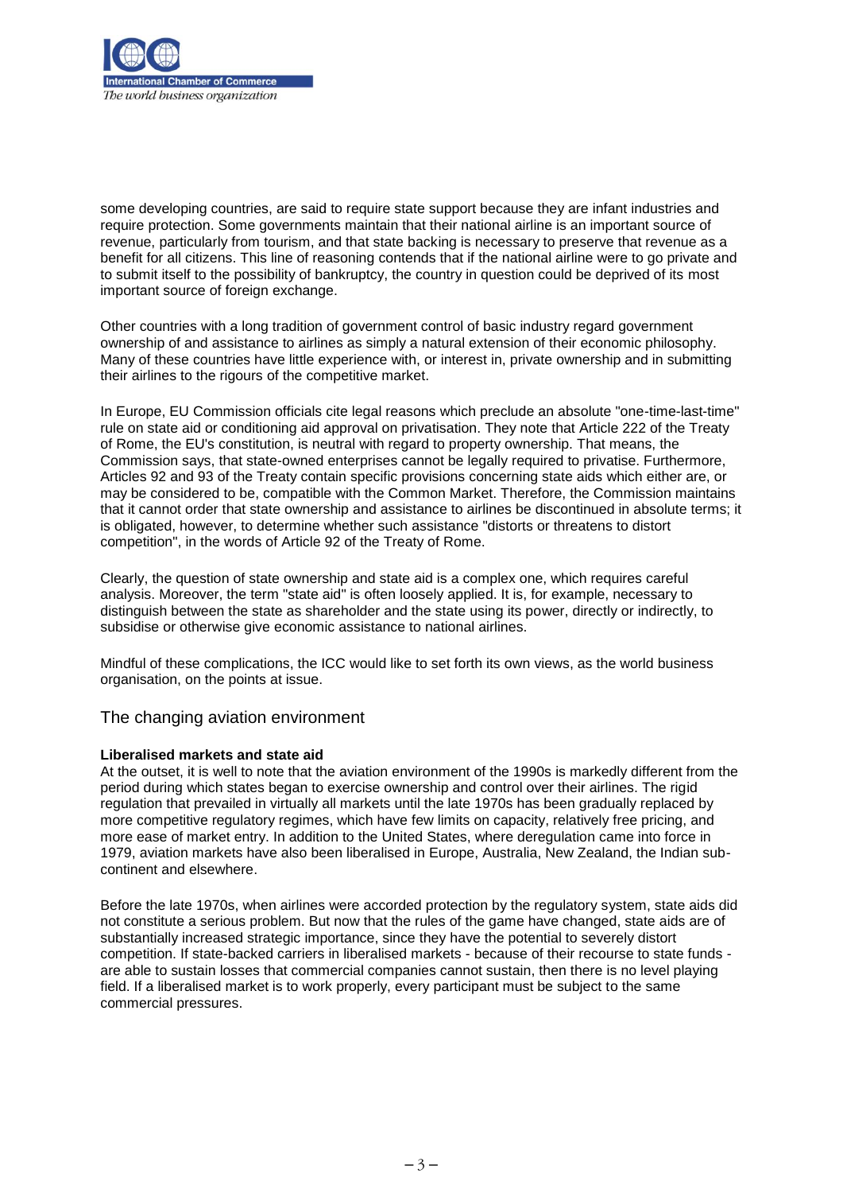some developing countries, are said to require state support because they are infant industries and require protection. Some governments maintain that their national airline is an important source of revenue, particularly from tourism, and that state backing is necessary to preserve that revenue as a benefit for all citizens. This line of reasoning contends that if the national airline were to go private and to submit itself to the possibility of bankruptcy, the country in question could be deprived of its most important source of foreign exchange.

Other countries with a long tradition of government control of basic industry regard government ownership of and assistance to airlines as simply a natural extension of their economic philosophy. Many of these countries have little experience with, or interest in, private ownership and in submitting their airlines to the rigours of the competitive market.

In Europe, EU Commission officials cite legal reasons which preclude an absolute "one-time-last-time" rule on state aid or conditioning aid approval on privatisation. They note that Article 222 of the Treaty of Rome, the EU's constitution, is neutral with regard to property ownership. That means, the Commission says, that state-owned enterprises cannot be legally required to privatise. Furthermore, Articles 92 and 93 of the Treaty contain specific provisions concerning state aids which either are, or may be considered to be, compatible with the Common Market. Therefore, the Commission maintains that it cannot order that state ownership and assistance to airlines be discontinued in absolute terms; it is obligated, however, to determine whether such assistance "distorts or threatens to distort competition", in the words of Article 92 of the Treaty of Rome.

Clearly, the question of state ownership and state aid is a complex one, which requires careful analysis. Moreover, the term "state aid" is often loosely applied. It is, for example, necessary to distinguish between the state as shareholder and the state using its power, directly or indirectly, to subsidise or otherwise give economic assistance to national airlines.

Mindful of these complications, the ICC would like to set forth its own views, as the world business organisation, on the points at issue.

## The changing aviation environment

**Liberalised markets and state aid**

At the outset, it is well to note that the aviation environment of the 1990s is markedly different from the period during which states began to exercise ownership and control over their airlines. The rigid regulation that prevailed in virtually all markets until the late 1970s has been gradually replaced by more competitive regulatory regimes, which have few limits on capacity, relatively free pricing, and more ease of market entry. In addition to the United States, where deregulation came into force in 1979, aviation markets have also been liberalised in Europe, Australia, New Zealand, the Indian sub-continent and elsewhere.

Before the late 1970s, when airlines were accorded protection by the regulatory system, state aids did not constitute a serious problem. But now that the rules of the game have changed, state aids are of substantially increased strategic importance, since they have the potential to severely distort competition. If state-backed carriers in liberalised markets - because of their recourse to state funds - are able to sustain losses that commercial companies cannot sustain, then there is no level playing field. If a liberalised market is to work properly, every participant must be subject to the same commercial pressures.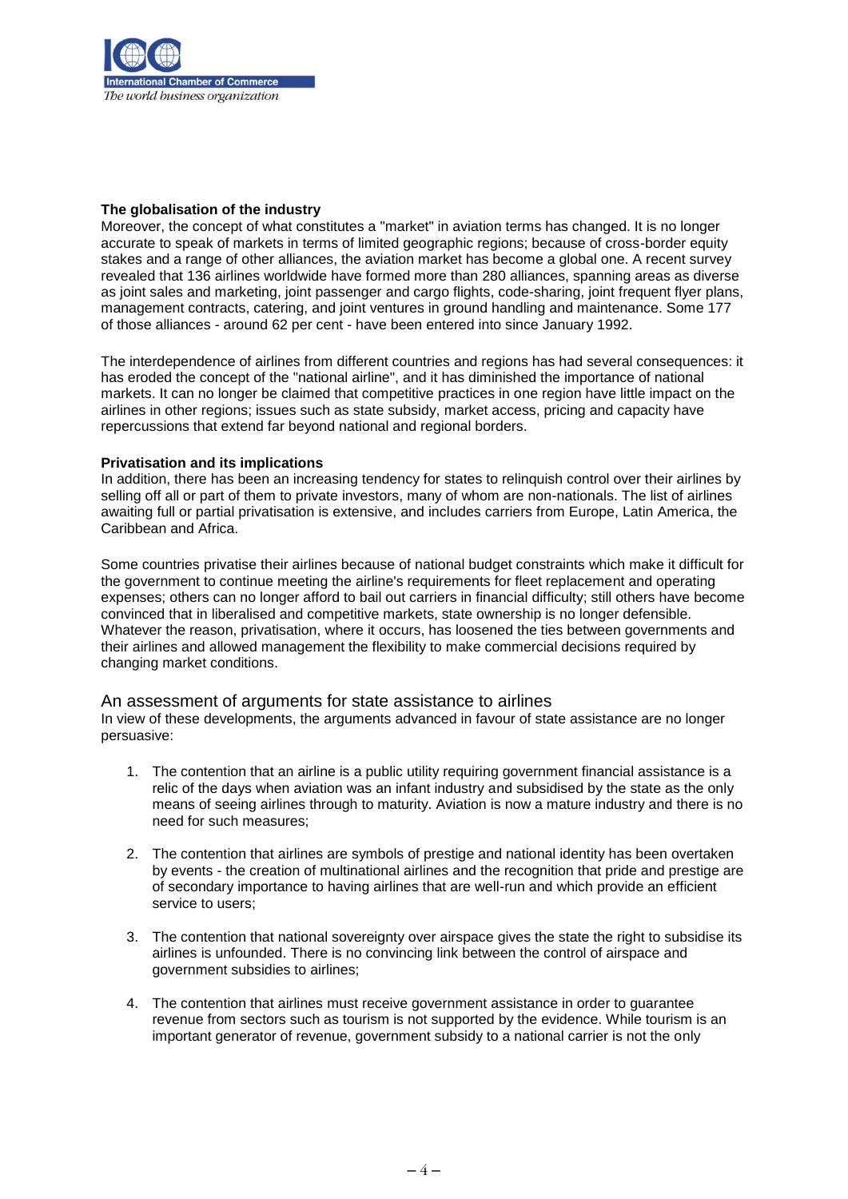**The globalisation of the industry**

Moreover, the concept of what constitutes a "market" in aviation terms has changed. It is no longer accurate to speak of markets in terms of limited geographic regions; because of cross-border equity stakes and a range of other alliances, the aviation market has become a global one. A recent survey revealed that 136 airlines worldwide have formed more than 280 alliances, spanning areas as diverse as joint sales and marketing, joint passenger and cargo flights, code-sharing, joint frequent flyer plans, management contracts, catering, and joint ventures in ground handling and maintenance. Some 177 of those alliances - around 62 per cent - have been entered into since January 1992.

The interdependence of airlines from different countries and regions has had several consequences: it has eroded the concept of the "national airline", and it has diminished the importance of national markets. It can no longer be claimed that competitive practices in one region have little impact on the airlines in other regions; issues such as state subsidy, market access, pricing and capacity have repercussions that extend far beyond national and regional borders.

**Privatisation and its implications**

In addition, there has been an increasing tendency for states to relinquish control over their airlines by selling off all or part of them to private investors, many of whom are non-nationals. The list of airlines awaiting full or partial privatisation is extensive, and includes carriers from Europe, Latin America, the Caribbean and Africa.

Some countries privatise their airlines because of national budget constraints which make it difficult for the government to continue meeting the airline's requirements for fleet replacement and operating expenses; others can no longer afford to bail out carriers in financial difficulty; still others have become convinced that in liberalised and competitive markets, state ownership is no longer defensible. Whatever the reason, privatisation, where it occurs, has loosened the ties between governments and their airlines and allowed management the flexibility to make commercial decisions required by changing market conditions.

## An assessment of arguments for state assistance to airlines

In view of these developments, the arguments advanced in favour of state assistance are no longer persuasive:

1. The contention that an airline is a public utility requiring government financial assistance is a relic of the days when aviation was an infant industry and subsidised by the state as the only means of seeing airlines through to maturity. Aviation is now a mature industry and there is no need for such measures;

2. The contention that airlines are symbols of prestige and national identity has been overtaken by events - the creation of multinational airlines and the recognition that pride and prestige are of secondary importance to having airlines that are well-run and which provide an efficient service to users;

3. The contention that national sovereignty over airspace gives the state the right to subsidise its airlines is unfounded. There is no convincing link between the control of airspace and government subsidies to airlines;

4. The contention that airlines must receive government assistance in order to guarantee revenue from sectors such as tourism is not supported by the evidence. While tourism is an important generator of revenue, government subsidy to a national carrier is not the only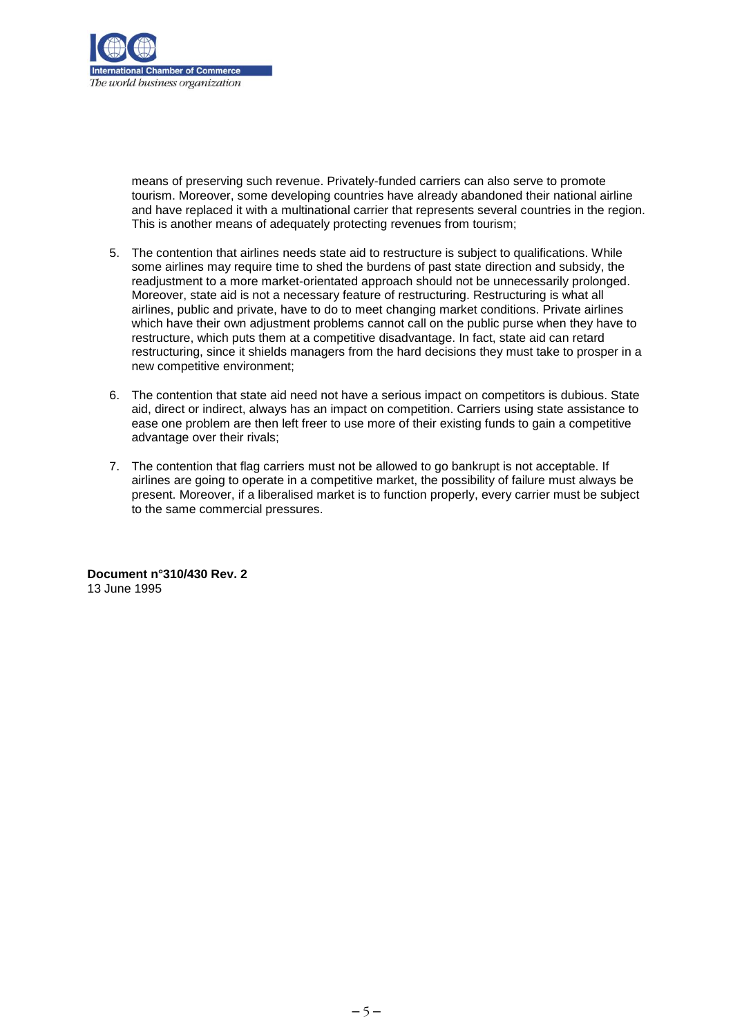means of preserving such revenue. Privately-funded carriers can also serve to promote tourism. Moreover, some developing countries have already abandoned their national airline and have replaced it with a multinational carrier that represents several countries in the region. This is another means of adequately protecting revenues from tourism;

5. The contention that airlines needs state aid to restructure is subject to qualifications. While some airlines may require time to shed the burdens of past state direction and subsidy, the readjustment to a more market-orientated approach should not be unnecessarily prolonged. Moreover, state aid is not a necessary feature of restructuring. Restructuring is what all airlines, public and private, have to do to meet changing market conditions. Private airlines which have their own adjustment problems cannot call on the public purse when they have to restructure, which puts them at a competitive disadvantage. In fact, state aid can retard restructuring, since it shields managers from the hard decisions they must take to prosper in a new competitive environment;

6. The contention that state aid need not have a serious impact on competitors is dubious. State aid, direct or indirect, always has an impact on competition. Carriers using state assistance to ease one problem are then left freer to use more of their existing funds to gain a competitive advantage over their rivals;

7. The contention that flag carriers must not be allowed to go bankrupt is not acceptable. If airlines are going to operate in a competitive market, the possibility of failure must always be present. Moreover, if a liberalised market is to function properly, every carrier must be subject to the same commercial pressures.

**Document n°310/430 Rev. 2**
13 June 1995